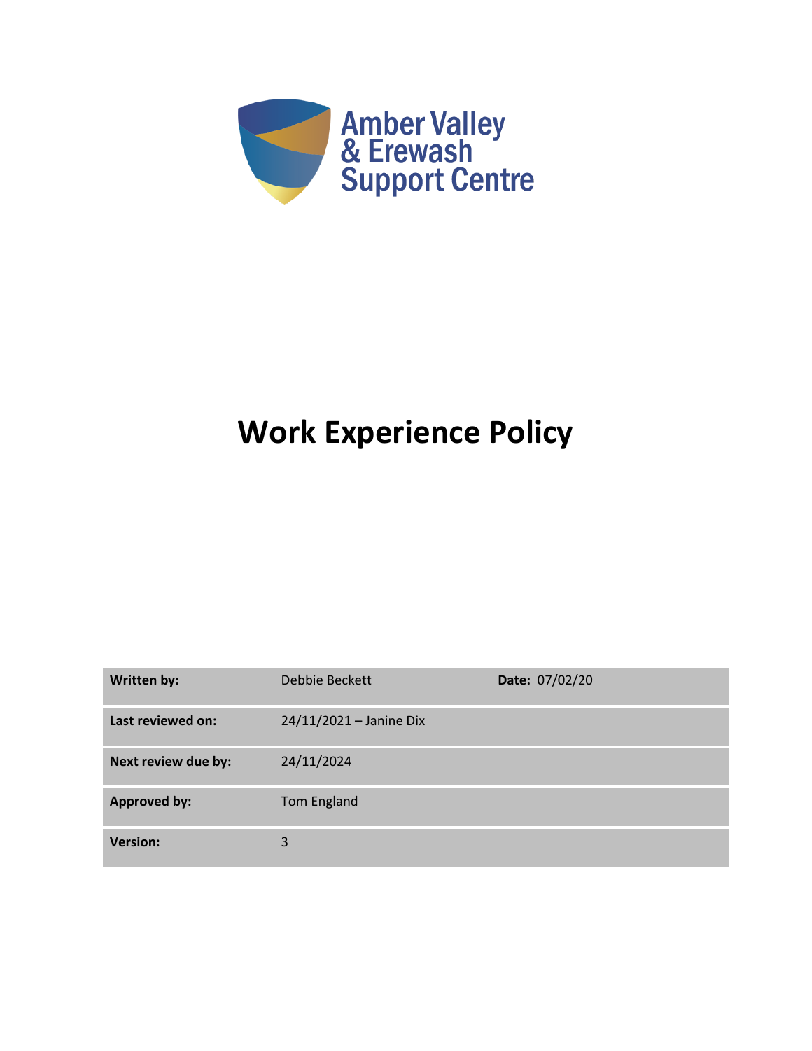Amber Valley
& Erewash
Support Centre

# Work Experience Policy

| Written by: | Debbie Beckett | Date: 07/02/20 |
|---|---|---|
| Last reviewed on: | 24/11/2021 – Janine Dix | |
| Next review due by: | 24/11/2024 | |
| Approved by: | Tom England | |
| Version: | 3 | |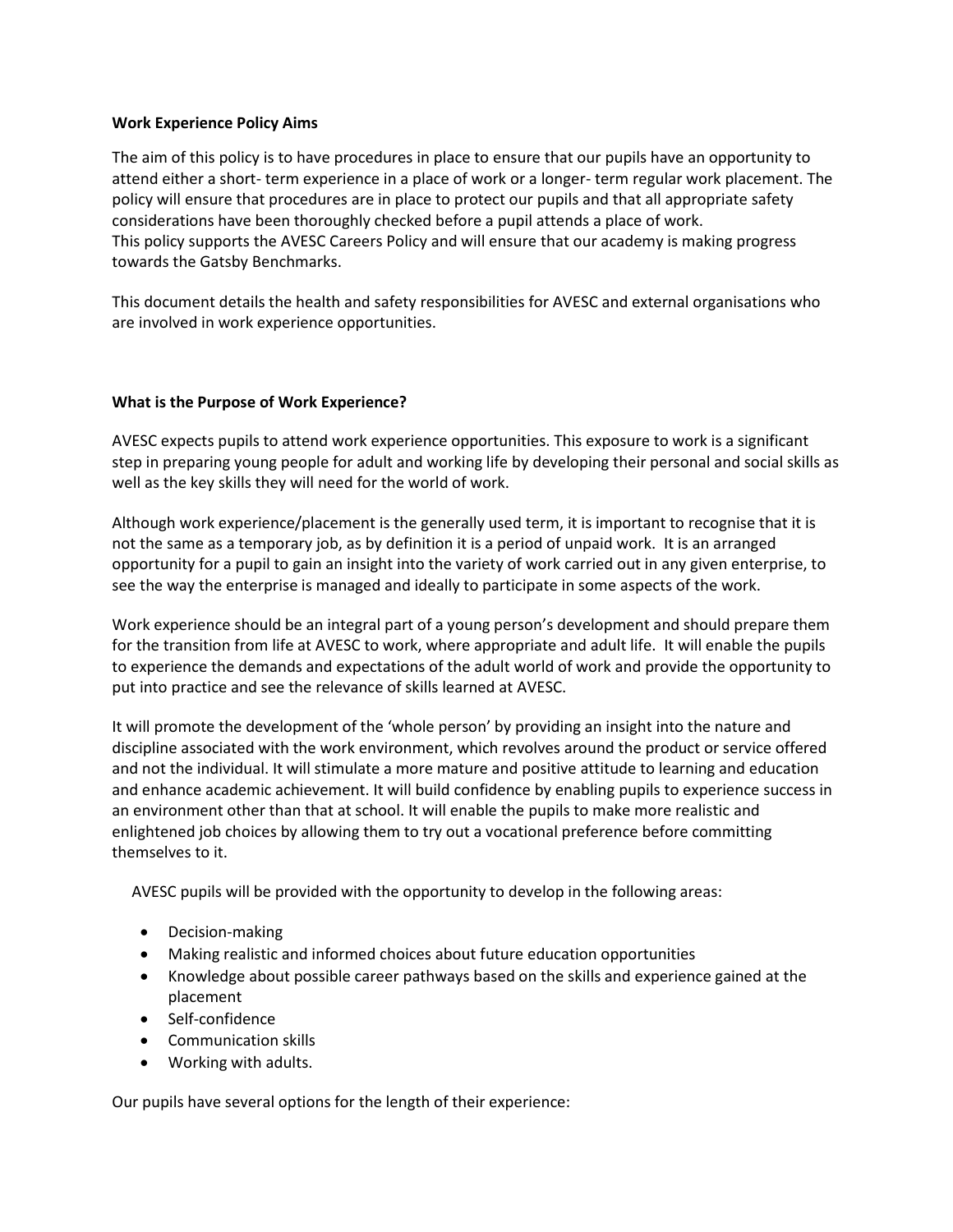**Work Experience Policy Aims**

The aim of this policy is to have procedures in place to ensure that our pupils have an opportunity to attend either a short- term experience in a place of work or a longer- term regular work placement. The policy will ensure that procedures are in place to protect our pupils and that all appropriate safety considerations have been thoroughly checked before a pupil attends a place of work.
This policy supports the AVESC Careers Policy and will ensure that our academy is making progress towards the Gatsby Benchmarks.

This document details the health and safety responsibilities for AVESC and external organisations who are involved in work experience opportunities.

**What is the Purpose of Work Experience?**

AVESC expects pupils to attend work experience opportunities. This exposure to work is a significant step in preparing young people for adult and working life by developing their personal and social skills as well as the key skills they will need for the world of work.

Although work experience/placement is the generally used term, it is important to recognise that it is not the same as a temporary job, as by definition it is a period of unpaid work. It is an arranged opportunity for a pupil to gain an insight into the variety of work carried out in any given enterprise, to see the way the enterprise is managed and ideally to participate in some aspects of the work.

Work experience should be an integral part of a young person's development and should prepare them for the transition from life at AVESC to work, where appropriate and adult life. It will enable the pupils to experience the demands and expectations of the adult world of work and provide the opportunity to put into practice and see the relevance of skills learned at AVESC.

It will promote the development of the 'whole person' by providing an insight into the nature and discipline associated with the work environment, which revolves around the product or service offered and not the individual. It will stimulate a more mature and positive attitude to learning and education and enhance academic achievement. It will build confidence by enabling pupils to experience success in an environment other than that at school. It will enable the pupils to make more realistic and enlightened job choices by allowing them to try out a vocational preference before committing themselves to it.

AVESC pupils will be provided with the opportunity to develop in the following areas:

- Decision-making
- Making realistic and informed choices about future education opportunities
- Knowledge about possible career pathways based on the skills and experience gained at the placement
- Self-confidence
- Communication skills
- Working with adults.

Our pupils have several options for the length of their experience: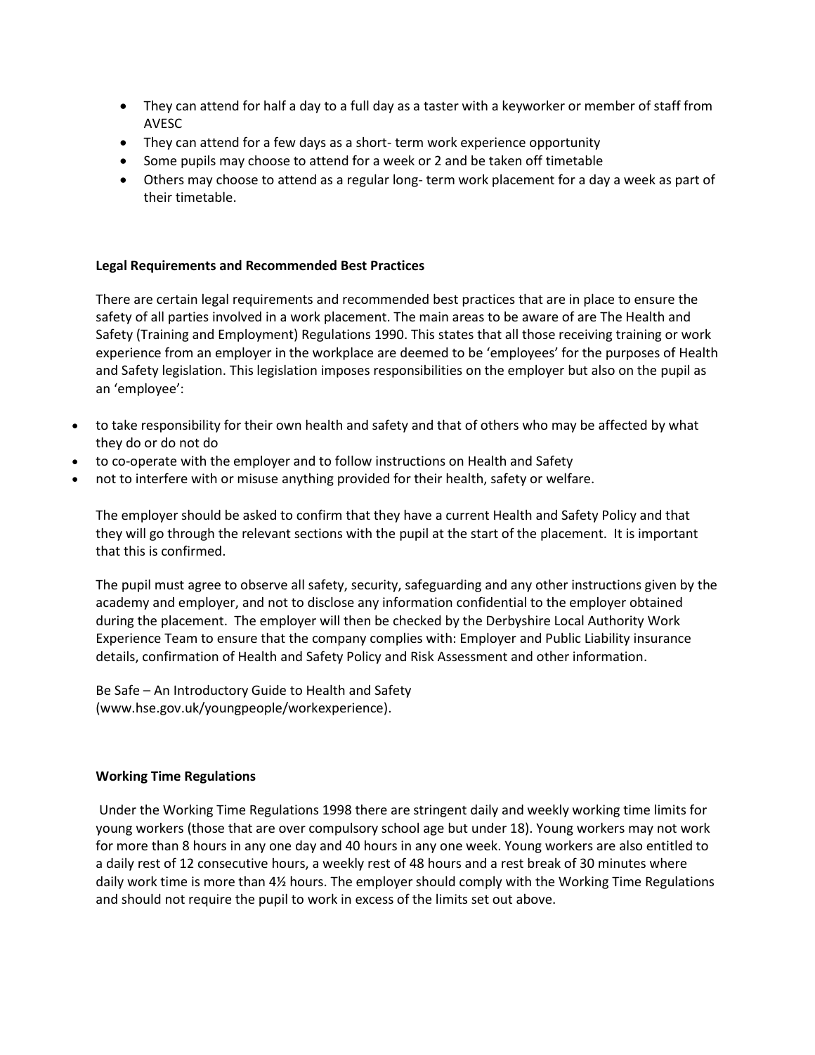- They can attend for half a day to a full day as a taster with a keyworker or member of staff from AVESC
- They can attend for a few days as a short- term work experience opportunity
- Some pupils may choose to attend for a week or 2 and be taken off timetable
- Others may choose to attend as a regular long- term work placement for a day a week as part of their timetable.

**Legal Requirements and Recommended Best Practices**

There are certain legal requirements and recommended best practices that are in place to ensure the safety of all parties involved in a work placement. The main areas to be aware of are The Health and Safety (Training and Employment) Regulations 1990. This states that all those receiving training or work experience from an employer in the workplace are deemed to be 'employees' for the purposes of Health and Safety legislation. This legislation imposes responsibilities on the employer but also on the pupil as an 'employee':

- to take responsibility for their own health and safety and that of others who may be affected by what they do or do not do
- to co-operate with the employer and to follow instructions on Health and Safety
- not to interfere with or misuse anything provided for their health, safety or welfare.

The employer should be asked to confirm that they have a current Health and Safety Policy and that they will go through the relevant sections with the pupil at the start of the placement. It is important that this is confirmed.

The pupil must agree to observe all safety, security, safeguarding and any other instructions given by the academy and employer, and not to disclose any information confidential to the employer obtained during the placement. The employer will then be checked by the Derbyshire Local Authority Work Experience Team to ensure that the company complies with: Employer and Public Liability insurance details, confirmation of Health and Safety Policy and Risk Assessment and other information.

Be Safe – An Introductory Guide to Health and Safety (www.hse.gov.uk/youngpeople/workexperience).

**Working Time Regulations**

Under the Working Time Regulations 1998 there are stringent daily and weekly working time limits for young workers (those that are over compulsory school age but under 18). Young workers may not work for more than 8 hours in any one day and 40 hours in any one week. Young workers are also entitled to a daily rest of 12 consecutive hours, a weekly rest of 48 hours and a rest break of 30 minutes where daily work time is more than 4½ hours. The employer should comply with the Working Time Regulations and should not require the pupil to work in excess of the limits set out above.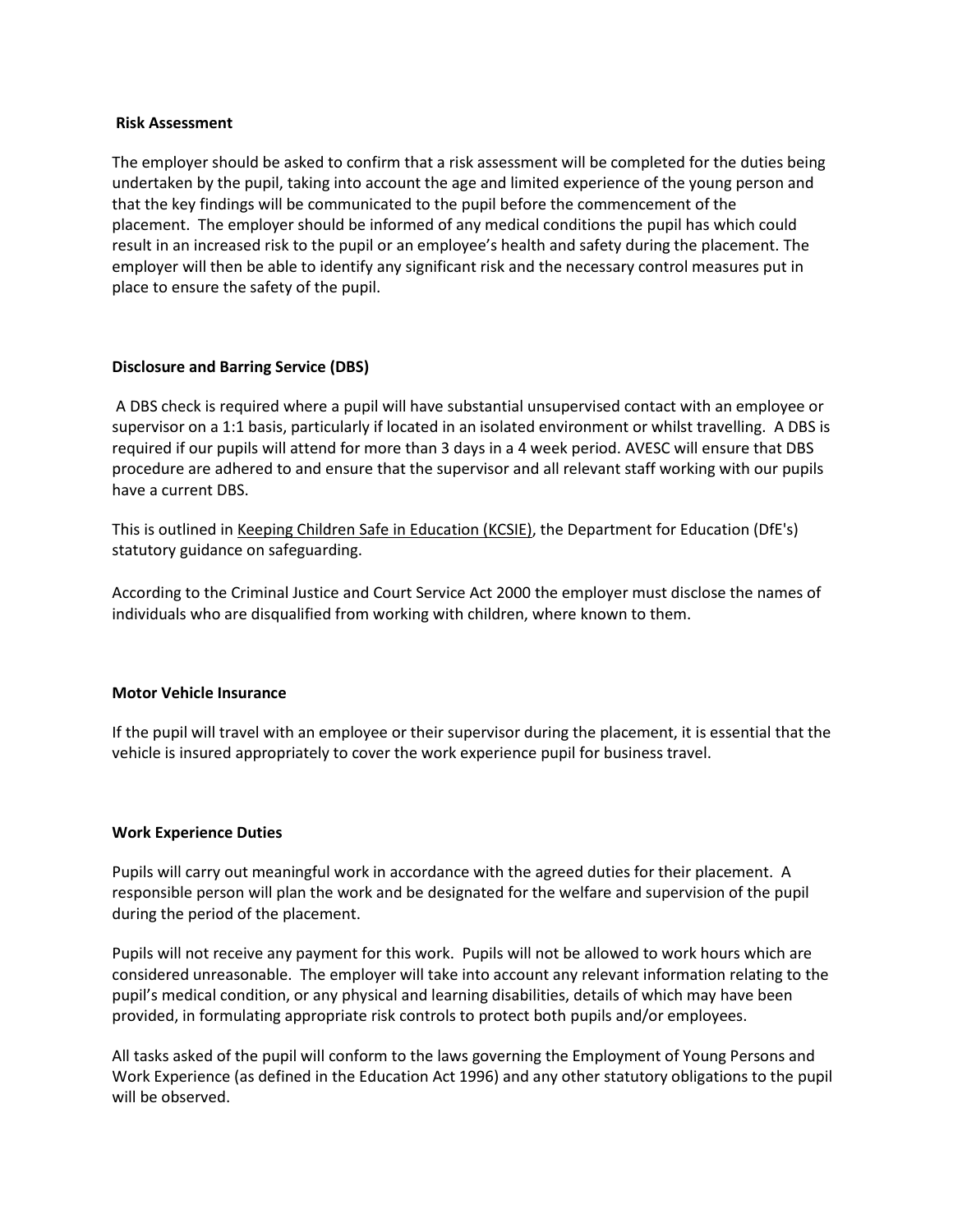**Risk Assessment**

The employer should be asked to confirm that a risk assessment will be completed for the duties being undertaken by the pupil, taking into account the age and limited experience of the young person and that the key findings will be communicated to the pupil before the commencement of the placement. The employer should be informed of any medical conditions the pupil has which could result in an increased risk to the pupil or an employee's health and safety during the placement. The employer will then be able to identify any significant risk and the necessary control measures put in place to ensure the safety of the pupil.

**Disclosure and Barring Service (DBS)**

A DBS check is required where a pupil will have substantial unsupervised contact with an employee or supervisor on a 1:1 basis, particularly if located in an isolated environment or whilst travelling. A DBS is required if our pupils will attend for more than 3 days in a 4 week period. AVESC will ensure that DBS procedure are adhered to and ensure that the supervisor and all relevant staff working with our pupils have a current DBS.

This is outlined in Keeping Children Safe in Education (KCSIE), the Department for Education (DfE's) statutory guidance on safeguarding.

According to the Criminal Justice and Court Service Act 2000 the employer must disclose the names of individuals who are disqualified from working with children, where known to them.

**Motor Vehicle Insurance**

If the pupil will travel with an employee or their supervisor during the placement, it is essential that the vehicle is insured appropriately to cover the work experience pupil for business travel.

**Work Experience Duties**

Pupils will carry out meaningful work in accordance with the agreed duties for their placement. A responsible person will plan the work and be designated for the welfare and supervision of the pupil during the period of the placement.

Pupils will not receive any payment for this work. Pupils will not be allowed to work hours which are considered unreasonable. The employer will take into account any relevant information relating to the pupil's medical condition, or any physical and learning disabilities, details of which may have been provided, in formulating appropriate risk controls to protect both pupils and/or employees.

All tasks asked of the pupil will conform to the laws governing the Employment of Young Persons and Work Experience (as defined in the Education Act 1996) and any other statutory obligations to the pupil will be observed.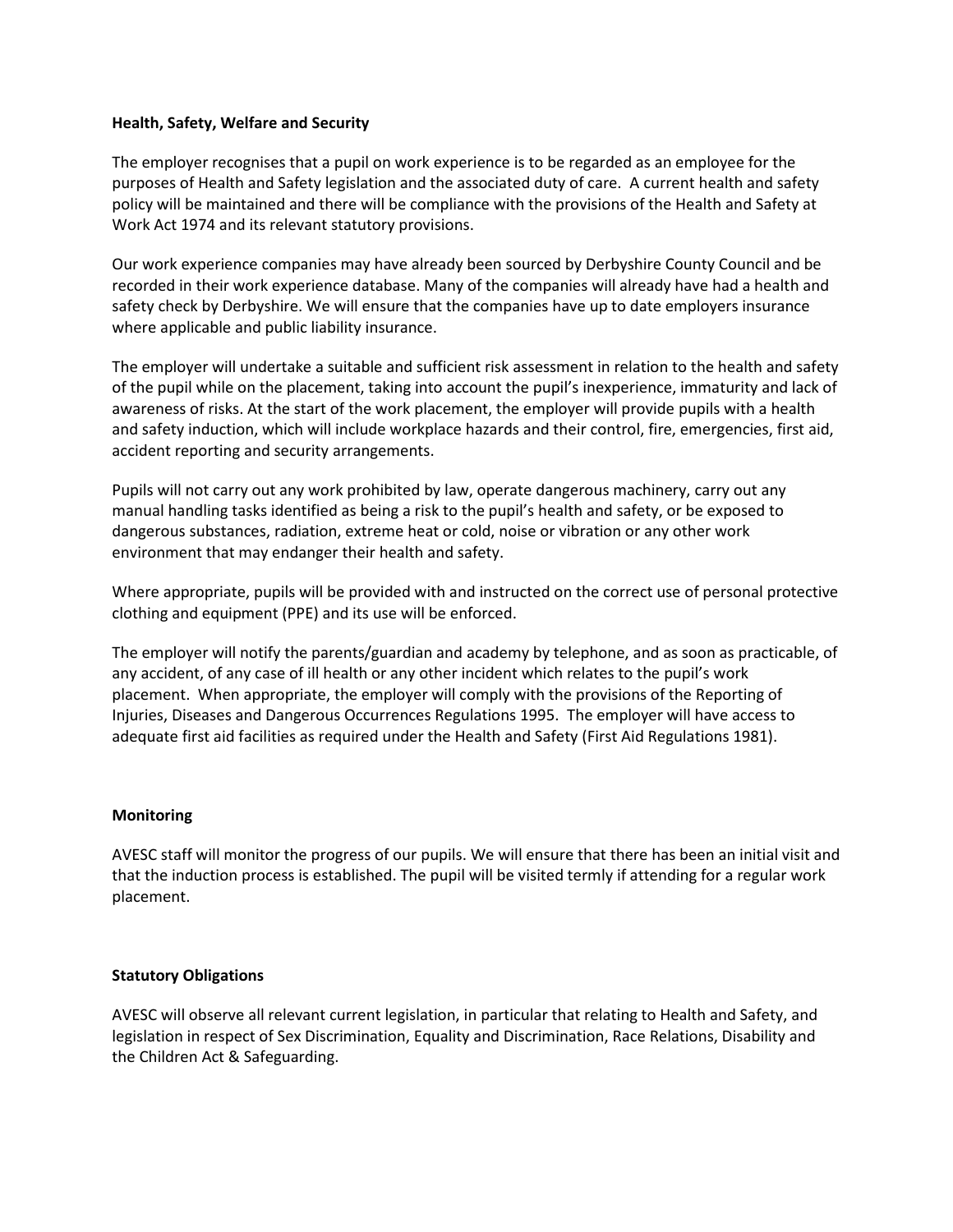**Health, Safety, Welfare and Security**

The employer recognises that a pupil on work experience is to be regarded as an employee for the purposes of Health and Safety legislation and the associated duty of care. A current health and safety policy will be maintained and there will be compliance with the provisions of the Health and Safety at Work Act 1974 and its relevant statutory provisions.

Our work experience companies may have already been sourced by Derbyshire County Council and be recorded in their work experience database. Many of the companies will already have had a health and safety check by Derbyshire. We will ensure that the companies have up to date employers insurance where applicable and public liability insurance.

The employer will undertake a suitable and sufficient risk assessment in relation to the health and safety of the pupil while on the placement, taking into account the pupil's inexperience, immaturity and lack of awareness of risks. At the start of the work placement, the employer will provide pupils with a health and safety induction, which will include workplace hazards and their control, fire, emergencies, first aid, accident reporting and security arrangements.

Pupils will not carry out any work prohibited by law, operate dangerous machinery, carry out any manual handling tasks identified as being a risk to the pupil's health and safety, or be exposed to dangerous substances, radiation, extreme heat or cold, noise or vibration or any other work environment that may endanger their health and safety.

Where appropriate, pupils will be provided with and instructed on the correct use of personal protective clothing and equipment (PPE) and its use will be enforced.

The employer will notify the parents/guardian and academy by telephone, and as soon as practicable, of any accident, of any case of ill health or any other incident which relates to the pupil's work placement. When appropriate, the employer will comply with the provisions of the Reporting of Injuries, Diseases and Dangerous Occurrences Regulations 1995. The employer will have access to adequate first aid facilities as required under the Health and Safety (First Aid Regulations 1981).

**Monitoring**

AVESC staff will monitor the progress of our pupils. We will ensure that there has been an initial visit and that the induction process is established. The pupil will be visited termly if attending for a regular work placement.

**Statutory Obligations**

AVESC will observe all relevant current legislation, in particular that relating to Health and Safety, and legislation in respect of Sex Discrimination, Equality and Discrimination, Race Relations, Disability and the Children Act & Safeguarding.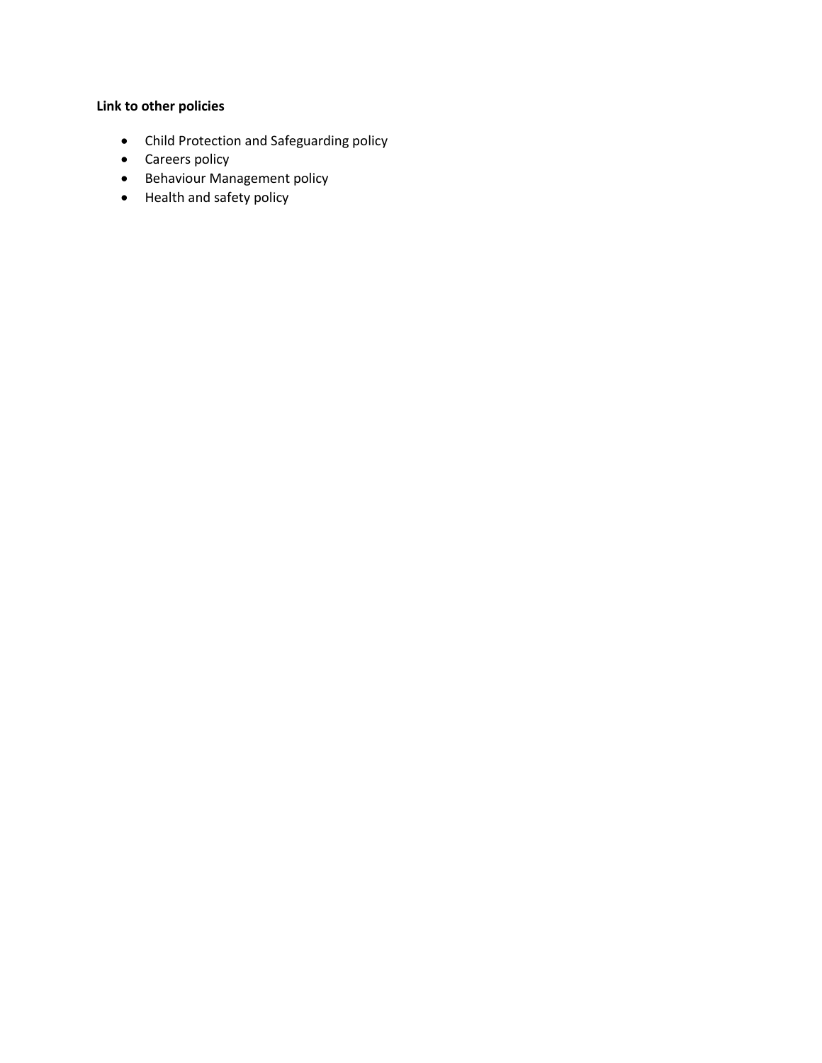**Link to other policies**

- Child Protection and Safeguarding policy
- Careers policy
- Behaviour Management policy
- Health and safety policy